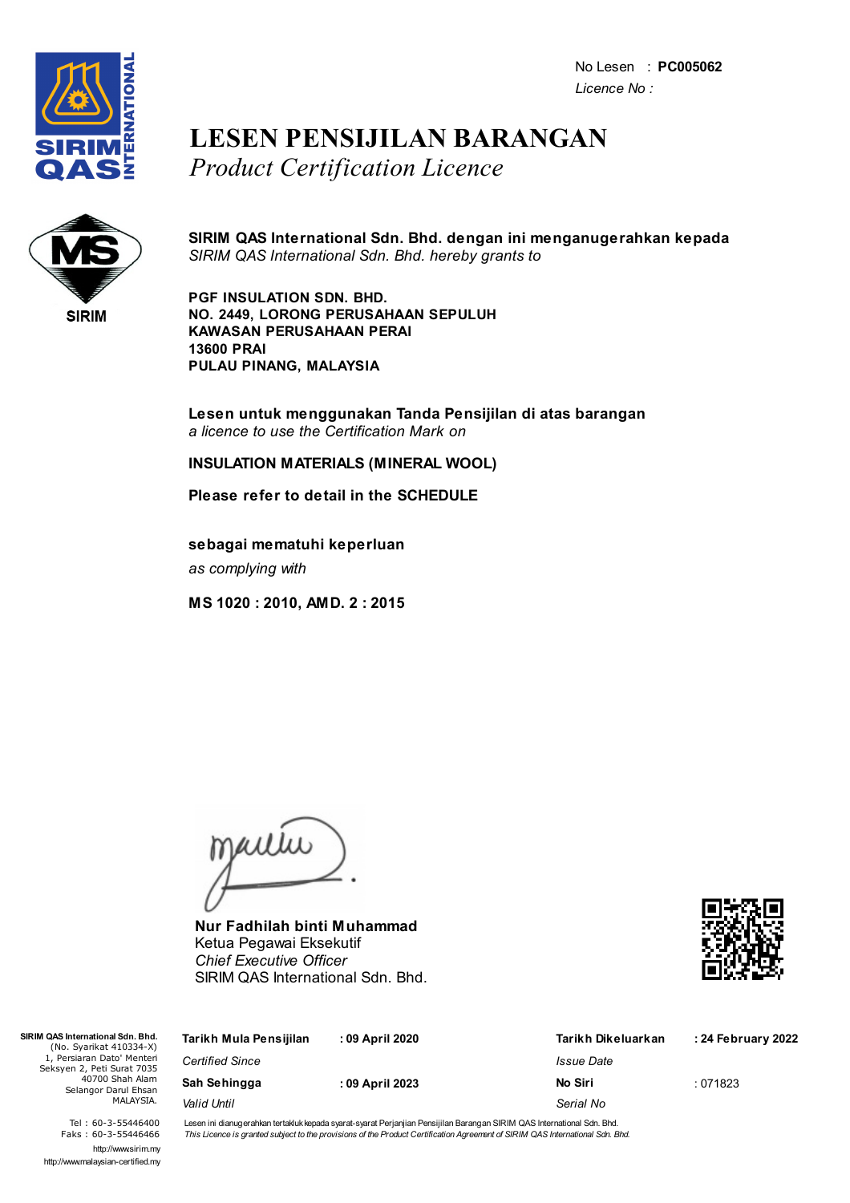No Lesen : **PC005062**
*Licence No :*

# LESEN PENSIJILAN BARANGAN
*Product Certification Licence*

**SIRIM QAS International Sdn. Bhd. dengan ini menganugerahkan kepada**
*SIRIM QAS International Sdn. Bhd. hereby grants to*

**PGF INSULATION SDN. BHD.**
**NO. 2449, LORONG PERUSAHAAN SEPULUH**
**KAWASAN PERUSAHAAN PERAI**
**13600 PRAI**
**PULAU PINANG, MALAYSIA**

**Lesen untuk menggunakan Tanda Pensijilan di atas barangan**
*a licence to use the Certification Mark on*

**INSULATION MATERIALS (MINERAL WOOL)**

**Please refer to detail in the SCHEDULE**

**sebagai mematuhi keperluan**
*as complying with*

**MS 1020 : 2010, AMD. 2 : 2015**

**Nur Fadhilah binti Muhammad**
Ketua Pegawai Eksekutif
*Chief Executive Officer*
SIRIM QAS International Sdn. Bhd.

**SIRIM QAS International Sdn. Bhd.**
(No. Syarikat 410334-X)
1, Persiaran Dato' Menteri
Seksyen 2, Peti Surat 7035
40700 Shah Alam
Selangor Darul Ehsan
MALAYSIA.

Tel : 60-3-55446400
Faks : 60-3-55446466
http://www.sirim.my
http://www.malaysian-certified.my

| | | | |
|---|---|---|---|
| **Tarikh Mula Pensijilan** *Certified Since* | : 09 April 2020 | **Tarikh Dikeluarkan** *Issue Date* | : 24 February 2022 |
| **Sah Sehingga** *Valid Until* | : 09 April 2023 | **No Siri** *Serial No* | : 071823 |

Lesen ini dianugerahkan tertakluk kepada syarat-syarat Perjanjian Pensijilan Barangan SIRIM QAS International Sdn. Bhd.
*This Licence is granted subject to the provisions of the Product Certification Agreement of SIRIM QAS International Sdn. Bhd.*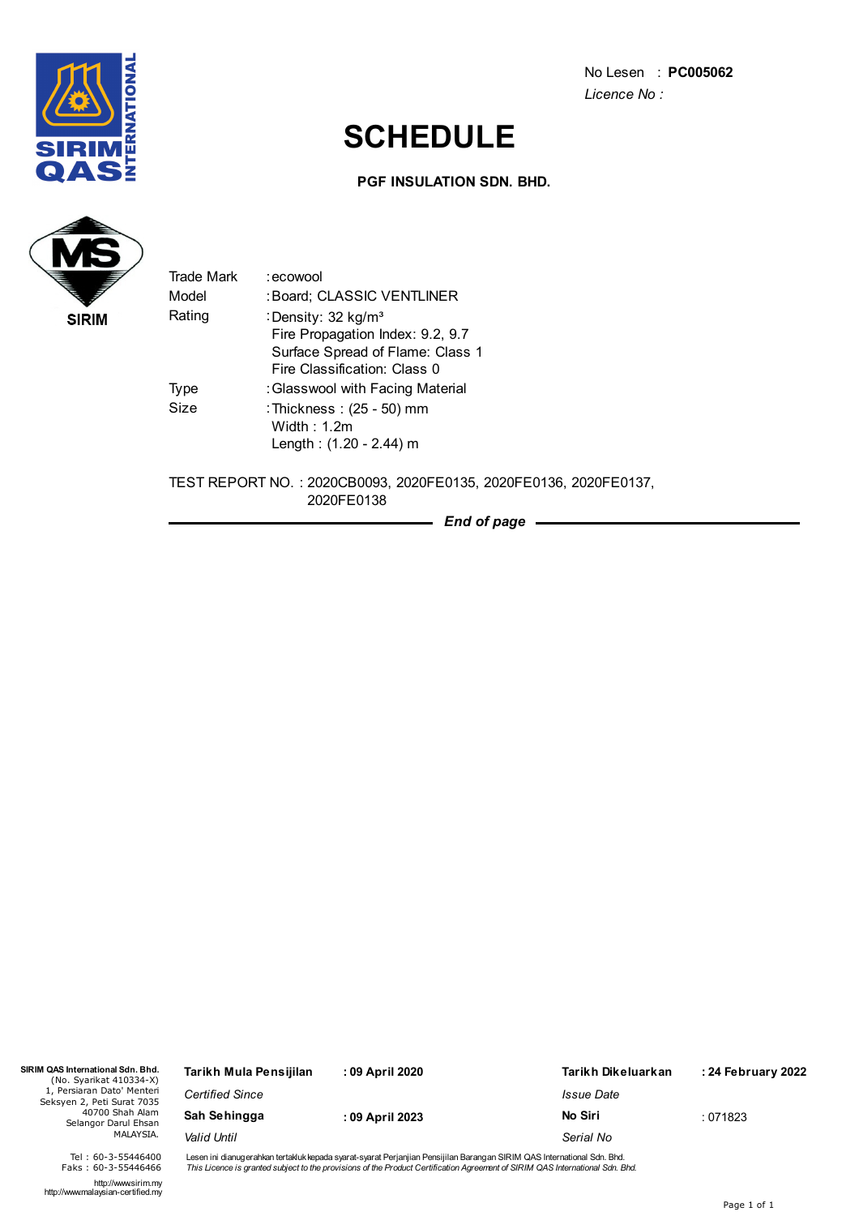No Lesen : **PC005062**
*Licence No :*

# SCHEDULE

**PGF INSULATION SDN. BHD.**

MS
SIRIM

| | |
|---|---|
| Trade Mark | : ecowool |
| Model | : Board; CLASSIC VENTLINER |
| Rating | : Density: 32 kg/m³<br>Fire Propagation Index: 9.2, 9.7<br>Surface Spread of Flame: Class 1<br>Fire Classification: Class 0 |
| Type | : Glasswool with Facing Material |
| Size | : Thickness : (25 - 50) mm<br>Width : 1.2m<br>Length : (1.20 - 2.44) m |

TEST REPORT NO. : 2020CB0093, 2020FE0135, 2020FE0136, 2020FE0137, 2020FE0138

***End of page***

**SIRIM QAS International Sdn. Bhd.**
(No. Syarikat 410334-X)
1, Persiaran Dato' Menteri
Seksyen 2, Peti Surat 7035
40700 Shah Alam
Selangor Darul Ehsan
MALAYSIA.

Tel : 60-3-55446400
Faks : 60-3-55446466

http://www.sirim.my
http://www.malaysian-certified.my

| | | | |
|---|---|---|---|
| **Tarikh Mula Pensijilan**<br>*Certified Since* | **: 09 April 2020** | **Tarikh Dikeluarkan**<br>*Issue Date* | **: 24 February 2022** |
| **Sah Sehingga**<br>*Valid Until* | **: 09 April 2023** | **No Siri**<br>*Serial No* | : 071823 |

Lesen ini dianugerahkan tertakluk kepada syarat-syarat Perjanjian Pensijilan Barangan SIRIM QAS International Sdn. Bhd.
*This Licence is granted subject to the provisions of the Product Certification Agreement of SIRIM QAS International Sdn. Bhd.*